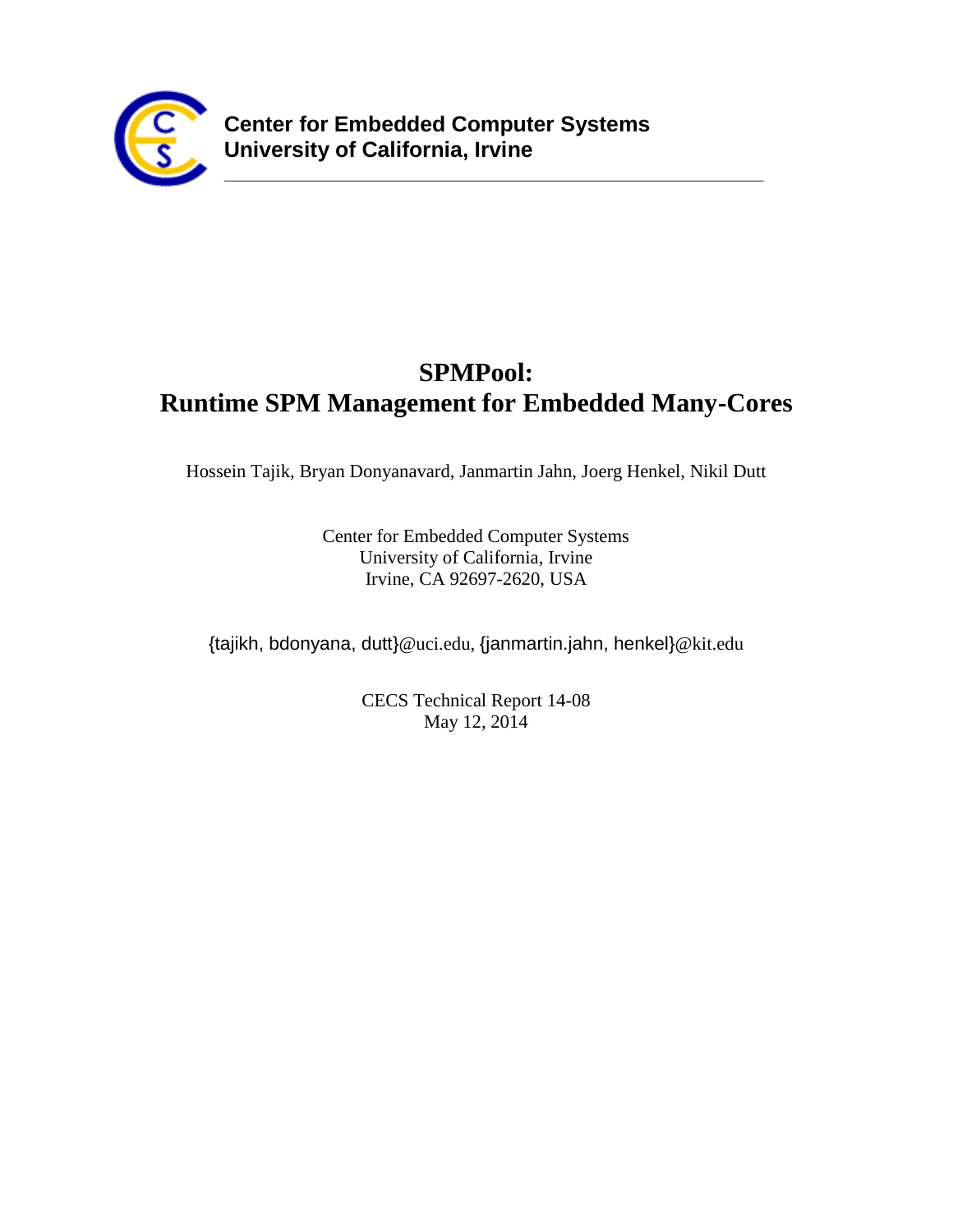**Center for Embedded Computer Systems**
**University of California, Irvine**

# SPMPool: Runtime SPM Management for Embedded Many-Cores

Hossein Tajik, Bryan Donyanavard, Janmartin Jahn, Joerg Henkel, Nikil Dutt

Center for Embedded Computer Systems
University of California, Irvine
Irvine, CA 92697-2620, USA

{tajikh, bdonyana, dutt}@uci.edu, {janmartin.jahn, henkel}@kit.edu

CECS Technical Report 14-08
May 12, 2014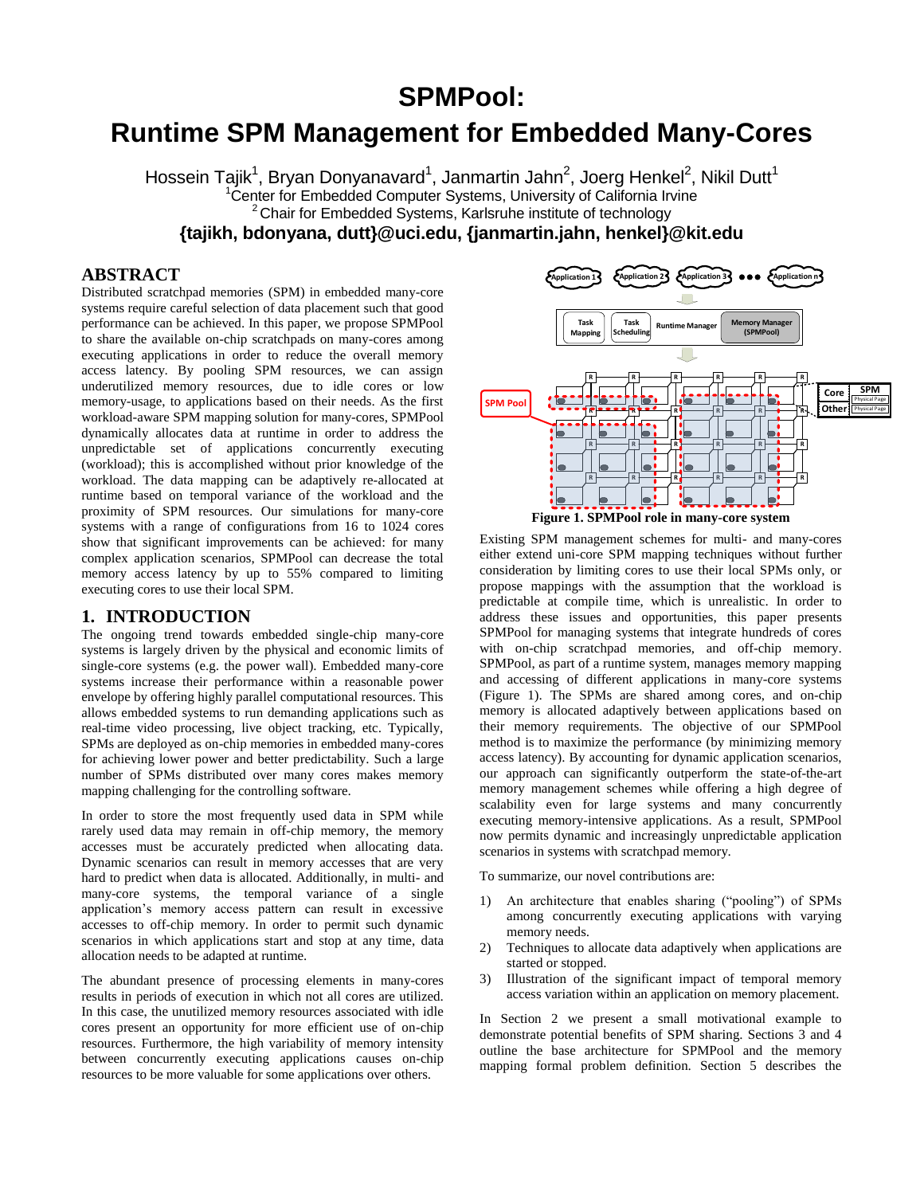# SPMPool: Runtime SPM Management for Embedded Many-Cores

Hossein Tajik[1], Bryan Donyanavard[1], Janmartin Jahn[2], Joerg Henkel[2], Nikil Dutt[1]

[1]Center for Embedded Computer Systems, University of California Irvine

[2]Chair for Embedded Systems, Karlsruhe institute of technology

**{tajikh, bdonyana, dutt}@uci.edu, {janmartin.jahn, henkel}@kit.edu**

## ABSTRACT

Distributed scratchpad memories (SPM) in embedded many-core systems require careful selection of data placement such that good performance can be achieved. In this paper, we propose SPMPool to share the available on-chip scratchpads on many-cores among executing applications in order to reduce the overall memory access latency. By pooling SPM resources, we can assign underutilized memory resources, due to idle cores or low memory-usage, to applications based on their needs. As the first workload-aware SPM mapping solution for many-cores, SPMPool dynamically allocates data at runtime in order to address the unpredictable set of applications concurrently executing (workload); this is accomplished without prior knowledge of the workload. The data mapping can be adaptively re-allocated at runtime based on temporal variance of the workload and the proximity of SPM resources. Our simulations for many-core systems with a range of configurations from 16 to 1024 cores show that significant improvements can be achieved: for many complex application scenarios, SPMPool can decrease the total memory access latency by up to 55% compared to limiting executing cores to use their local SPM.

## 1. INTRODUCTION

The ongoing trend towards embedded single-chip many-core systems is largely driven by the physical and economic limits of single-core systems (e.g. the power wall). Embedded many-core systems increase their performance within a reasonable power envelope by offering highly parallel computational resources. This allows embedded systems to run demanding applications such as real-time video processing, live object tracking, etc. Typically, SPMs are deployed as on-chip memories in embedded many-cores for achieving lower power and better predictability. Such a large number of SPMs distributed over many cores makes memory mapping challenging for the controlling software.

In order to store the most frequently used data in SPM while rarely used data may remain in off-chip memory, the memory accesses must be accurately predicted when allocating data. Dynamic scenarios can result in memory accesses that are very hard to predict when data is allocated. Additionally, in multi- and many-core systems, the temporal variance of a single application's memory access pattern can result in excessive accesses to off-chip memory. In order to permit such dynamic scenarios in which applications start and stop at any time, data allocation needs to be adapted at runtime.

The abundant presence of processing elements in many-cores results in periods of execution in which not all cores are utilized. In this case, the unutilized memory resources associated with idle cores present an opportunity for more efficient use of on-chip resources. Furthermore, the high variability of memory intensity between concurrently executing applications causes on-chip resources to be more valuable for some applications over others.

**Figure 1. SPMPool role in many-core system**

Existing SPM management schemes for multi- and many-cores either extend uni-core SPM mapping techniques without further consideration by limiting cores to use their local SPMs only, or propose mappings with the assumption that the workload is predictable at compile time, which is unrealistic. In order to address these issues and opportunities, this paper presents SPMPool for managing systems that integrate hundreds of cores with on-chip scratchpad memories, and off-chip memory. SPMPool, as part of a runtime system, manages memory mapping and accessing of different applications in many-core systems (Figure 1). The SPMs are shared among cores, and on-chip memory is allocated adaptively between applications based on their memory requirements. The objective of our SPMPool method is to maximize the performance (by minimizing memory access latency). By accounting for dynamic application scenarios, our approach can significantly outperform the state-of-the-art memory management schemes while offering a high degree of scalability even for large systems and many concurrently executing memory-intensive applications. As a result, SPMPool now permits dynamic and increasingly unpredictable application scenarios in systems with scratchpad memory.

To summarize, our novel contributions are:

1) An architecture that enables sharing ("pooling") of SPMs among concurrently executing applications with varying memory needs.
2) Techniques to allocate data adaptively when applications are started or stopped.
3) Illustration of the significant impact of temporal memory access variation within an application on memory placement.

In Section 2 we present a small motivational example to demonstrate potential benefits of SPM sharing. Sections 3 and 4 outline the base architecture for SPMPool and the memory mapping formal problem definition. Section 5 describes the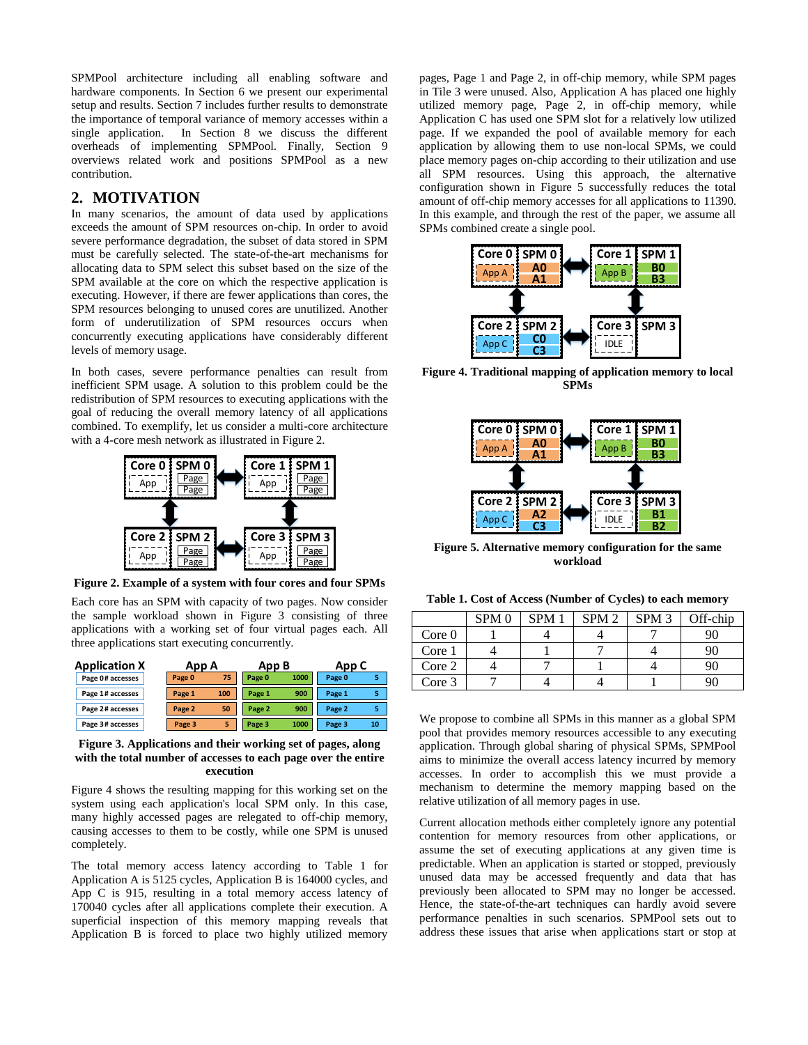SPMPool architecture including all enabling software and hardware components. In Section 6 we present our experimental setup and results. Section 7 includes further results to demonstrate the importance of temporal variance of memory accesses within a single application. In Section 8 we discuss the different overheads of implementing SPMPool. Finally, Section 9 overviews related work and positions SPMPool as a new contribution.

## 2. MOTIVATION

In many scenarios, the amount of data used by applications exceeds the amount of SPM resources on-chip. In order to avoid severe performance degradation, the subset of data stored in SPM must be carefully selected. The state-of-the-art mechanisms for allocating data to SPM select this subset based on the size of the SPM available at the core on which the respective application is executing. However, if there are fewer applications than cores, the SPM resources belonging to unused cores are unutilized. Another form of underutilization of SPM resources occurs when concurrently executing applications have considerably different levels of memory usage.

In both cases, severe performance penalties can result from inefficient SPM usage. A solution to this problem could be the redistribution of SPM resources to executing applications with the goal of reducing the overall memory latency of all applications combined. To exemplify, let us consider a multi-core architecture with a 4-core mesh network as illustrated in Figure 2.

**Figure 2. Example of a system with four cores and four SPMs**

Each core has an SPM with capacity of two pages. Now consider the sample workload shown in Figure 3 consisting of three applications with a working set of four virtual pages each. All three applications start executing concurrently.

| Application X | App A | App B | App C |
|---|---|---|---|
| Page 0# accesses | 75 | 1000 | 5 |
| Page 1# accesses | 100 | 900 | 5 |
| Page 2# accesses | 50 | 900 | 5 |
| Page 3# accesses | 5 | 1000 | 10 |

**Figure 3. Applications and their working set of pages, along with the total number of accesses to each page over the entire execution**

Figure 4 shows the resulting mapping for this working set on the system using each application's local SPM only. In this case, many highly accessed pages are relegated to off-chip memory, causing accesses to them to be costly, while one SPM is unused completely.

The total memory access latency according to Table 1 for Application A is 5125 cycles, Application B is 164000 cycles, and App C is 915, resulting in a total memory access latency of 170040 cycles after all applications complete their execution. A superficial inspection of this memory mapping reveals that Application B is forced to place two highly utilized memory pages, Page 1 and Page 2, in off-chip memory, while SPM pages in Tile 3 were unused. Also, Application A has placed one highly utilized memory page, Page 2, in off-chip memory, while Application C has used one SPM slot for a relatively low utilized page. If we expanded the pool of available memory for each application by allowing them to use non-local SPMs, we could place memory pages on-chip according to their utilization and use all SPM resources. Using this approach, the alternative configuration shown in Figure 5 successfully reduces the total amount of off-chip memory accesses for all applications to 11390. In this example, and through the rest of the paper, we assume all SPMs combined create a single pool.

**Figure 4. Traditional mapping of application memory to local SPMs**

**Figure 5. Alternative memory configuration for the same workload**

**Table 1. Cost of Access (Number of Cycles) to each memory**

| | SPM 0 | SPM 1 | SPM 2 | SPM 3 | Off-chip |
|---|---|---|---|---|---|
| Core 0 | 1 | 4 | 4 | 7 | 90 |
| Core 1 | 4 | 1 | 7 | 4 | 90 |
| Core 2 | 4 | 7 | 1 | 4 | 90 |
| Core 3 | 7 | 4 | 4 | 1 | 90 |

We propose to combine all SPMs in this manner as a global SPM pool that provides memory resources accessible to any executing application. Through global sharing of physical SPMs, SPMPool aims to minimize the overall access latency incurred by memory accesses. In order to accomplish this we must provide a mechanism to determine the memory mapping based on the relative utilization of all memory pages in use.

Current allocation methods either completely ignore any potential contention for memory resources from other applications, or assume the set of executing applications at any given time is predictable. When an application is started or stopped, previously unused data may be accessed frequently and data that has previously been allocated to SPM may no longer be accessed. Hence, the state-of-the-art techniques can hardly avoid severe performance penalties in such scenarios. SPMPool sets out to address these issues that arise when applications start or stop at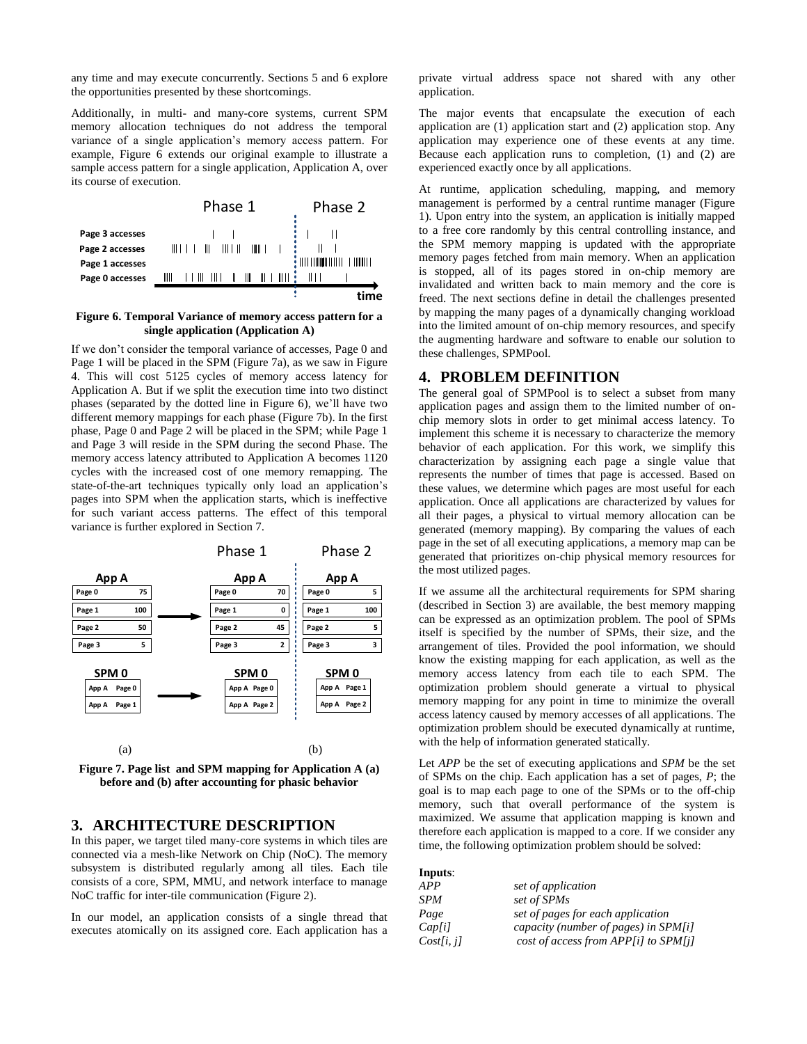any time and may execute concurrently. Sections 5 and 6 explore the opportunities presented by these shortcomings.

Additionally, in multi- and many-core systems, current SPM memory allocation techniques do not address the temporal variance of a single application's memory access pattern. For example, Figure 6 extends our original example to illustrate a sample access pattern for a single application, Application A, over its course of execution.

**Figure 6. Temporal Variance of memory access pattern for a single application (Application A)**

If we don't consider the temporal variance of accesses, Page 0 and Page 1 will be placed in the SPM (Figure 7a), as we saw in Figure 4. This will cost 5125 cycles of memory access latency for Application A. But if we split the execution time into two distinct phases (separated by the dotted line in Figure 6), we'll have two different memory mappings for each phase (Figure 7b). In the first phase, Page 0 and Page 2 will be placed in the SPM; while Page 1 and Page 3 will reside in the SPM during the second Phase. The memory access latency attributed to Application A becomes 1120 cycles with the increased cost of one memory remapping. The state-of-the-art techniques typically only load an application's pages into SPM when the application starts, which is ineffective for such variant access patterns. The effect of this temporal variance is further explored in Section 7.

**Figure 7. Page list and SPM mapping for Application A (a) before and (b) after accounting for phasic behavior**

## 3. ARCHITECTURE DESCRIPTION

In this paper, we target tiled many-core systems in which tiles are connected via a mesh-like Network on Chip (NoC). The memory subsystem is distributed regularly among all tiles. Each tile consists of a core, SPM, MMU, and network interface to manage NoC traffic for inter-tile communication (Figure 2).

In our model, an application consists of a single thread that executes atomically on its assigned core. Each application has a private virtual address space not shared with any other application.

The major events that encapsulate the execution of each application are (1) application start and (2) application stop. Any application may experience one of these events at any time. Because each application runs to completion, (1) and (2) are experienced exactly once by all applications.

At runtime, application scheduling, mapping, and memory management is performed by a central runtime manager (Figure 1). Upon entry into the system, an application is initially mapped to a free core randomly by this central controlling instance, and the SPM memory mapping is updated with the appropriate memory pages fetched from main memory. When an application is stopped, all of its pages stored in on-chip memory are invalidated and written back to main memory and the core is freed. The next sections define in detail the challenges presented by mapping the many pages of a dynamically changing workload into the limited amount of on-chip memory resources, and specify the augmenting hardware and software to enable our solution to these challenges, SPMPool.

## 4. PROBLEM DEFINITION

The general goal of SPMPool is to select a subset from many application pages and assign them to the limited number of on-chip memory slots in order to get minimal access latency. To implement this scheme it is necessary to characterize the memory behavior of each application. For this work, we simplify this characterization by assigning each page a single value that represents the number of times that page is accessed. Based on these values, we determine which pages are most useful for each application. Once all applications are characterized by values for all their pages, a physical to virtual memory allocation can be generated (memory mapping). By comparing the values of each page in the set of all executing applications, a memory map can be generated that prioritizes on-chip physical memory resources for the most utilized pages.

If we assume all the architectural requirements for SPM sharing (described in Section 3) are available, the best memory mapping can be expressed as an optimization problem. The pool of SPMs itself is specified by the number of SPMs, their size, and the arrangement of tiles. Provided the pool information, we should know the existing mapping for each application, as well as the memory access latency from each tile to each SPM. The optimization problem should generate a virtual to physical memory mapping for any point in time to minimize the overall access latency caused by memory accesses of all applications. The optimization problem should be executed dynamically at runtime, with the help of information generated statically.

Let *APP* be the set of executing applications and *SPM* be the set of SPMs on the chip. Each application has a set of pages, *P*; the goal is to map each page to one of the SPMs or to the off-chip memory, such that overall performance of the system is maximized. We assume that application mapping is known and therefore each application is mapped to a core. If we consider any time, the following optimization problem should be solved:

**Inputs**:

| | |
|---|---|
| *APP* | *set of application* |
| *SPM* | *set of SPMs* |
| *Page* | *set of pages for each application* |
| *Cap[i]* | *capacity (number of pages) in SPM[i]* |
| *Cost[i, j]* | *cost of access from APP[i] to SPM[j]* |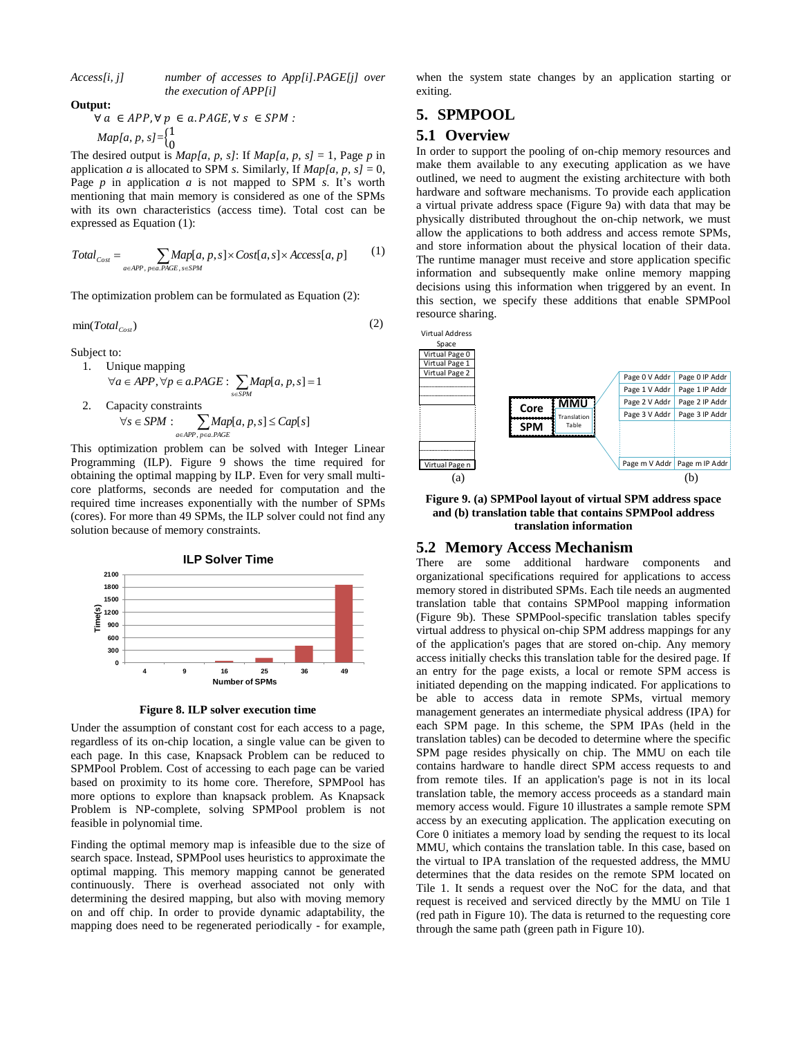*Access[i, j]* number of accesses to *App[i].PAGE[j]* over the execution of *APP[i]*

**Output:**

$\forall a \in APP, \forall p \in a.PAGE, \forall s \in SPM:$

$Map[a, p, s] = \begin{cases} 1 \\ 0 \end{cases}$

The desired output is *Map[a, p, s]*: If *Map[a, p, s]* = 1, Page *p* in application *a* is allocated to SPM *s*. Similarly, If *Map[a, p, s]* = 0, Page *p* in application *a* is not mapped to SPM *s*. It's worth mentioning that main memory is considered as one of the SPMs with its own characteristics (access time). Total cost can be expressed as Equation (1):

$$Total_{Cost} = \sum_{a \in APP,\, p \in a.PAGE,\, s \in SPM} Map[a, p, s] \times Cost[a, s] \times Access[a, p] \quad (1)$$

The optimization problem can be formulated as Equation (2):

$$\min(Total_{Cost}) \quad (2)$$

Subject to:

1. Unique mapping
   $$\forall a \in APP, \forall p \in a.PAGE: \sum_{s \in SPM} Map[a, p, s] = 1$$
2. Capacity constraints
   $$\forall s \in SPM: \sum_{a \in APP,\, p \in a.PAGE} Map[a, p, s] \leq Cap[s]$$

This optimization problem can be solved with Integer Linear Programming (ILP). Figure 9 shows the time required for obtaining the optimal mapping by ILP. Even for very small multi-core platforms, seconds are needed for computation and the required time increases exponentially with the number of SPMs (cores). For more than 49 SPMs, the ILP solver could not find any solution because of memory constraints.

**Figure 8. ILP solver execution time**

Under the assumption of constant cost for each access to a page, regardless of its on-chip location, a single value can be given to each page. In this case, Knapsack Problem can be reduced to SPMPool Problem. Cost of accessing to each page can be varied based on proximity to its home core. Therefore, SPMPool has more options to explore than knapsack problem. As Knapsack Problem is NP-complete, solving SPMPool problem is not feasible in polynomial time.

Finding the optimal memory map is infeasible due to the size of search space. Instead, SPMPool uses heuristics to approximate the optimal mapping. This memory mapping cannot be generated continuously. There is overhead associated not only with determining the desired mapping, but also with moving memory on and off chip. In order to provide dynamic adaptability, the mapping does need to be regenerated periodically - for example, when the system state changes by an application starting or exiting.

## 5. SPMPOOL

### 5.1 Overview

In order to support the pooling of on-chip memory resources and make them available to any executing application as we have outlined, we need to augment the existing architecture with both hardware and software mechanisms. To provide each application a virtual private address space (Figure 9a) with data that may be physically distributed throughout the on-chip network, we must allow the applications to both address and access remote SPMs, and store information about the physical location of their data. The runtime manager must receive and store application specific information and subsequently make online memory mapping decisions using this information when triggered by an event. In this section, we specify these additions that enable SPMPool resource sharing.

**Figure 9. (a) SPMPool layout of virtual SPM address space and (b) translation table that contains SPMPool address translation information**

### 5.2 Memory Access Mechanism

There are some additional hardware components and organizational specifications required for applications to access memory stored in distributed SPMs. Each tile needs an augmented translation table that contains SPMPool mapping information (Figure 9b). These SPMPool-specific translation tables specify virtual address to physical on-chip SPM address mappings for any of the application's pages that are stored on-chip. Any memory access initially checks this translation table for the desired page. If an entry for the page exists, a local or remote SPM access is initiated depending on the mapping indicated. For applications to be able to access data in remote SPMs, virtual memory management generates an intermediate physical address (IPA) for each SPM page. In this scheme, the SPM IPAs (held in the translation tables) can be decoded to determine where the specific SPM page resides physically on chip. The MMU on each tile contains hardware to handle direct SPM access requests to and from remote tiles. If an application's page is not in its local translation table, the memory access proceeds as a standard main memory access would. Figure 10 illustrates a sample remote SPM access by an executing application. The application executing on Core 0 initiates a memory load by sending the request to its local MMU, which contains the translation table. In this case, based on the virtual to IPA translation of the requested address, the MMU determines that the data resides on the remote SPM located on Tile 1. It sends a request over the NoC for the data, and that request is received and serviced directly by the MMU on Tile 1 (red path in Figure 10). The data is returned to the requesting core through the same path (green path in Figure 10).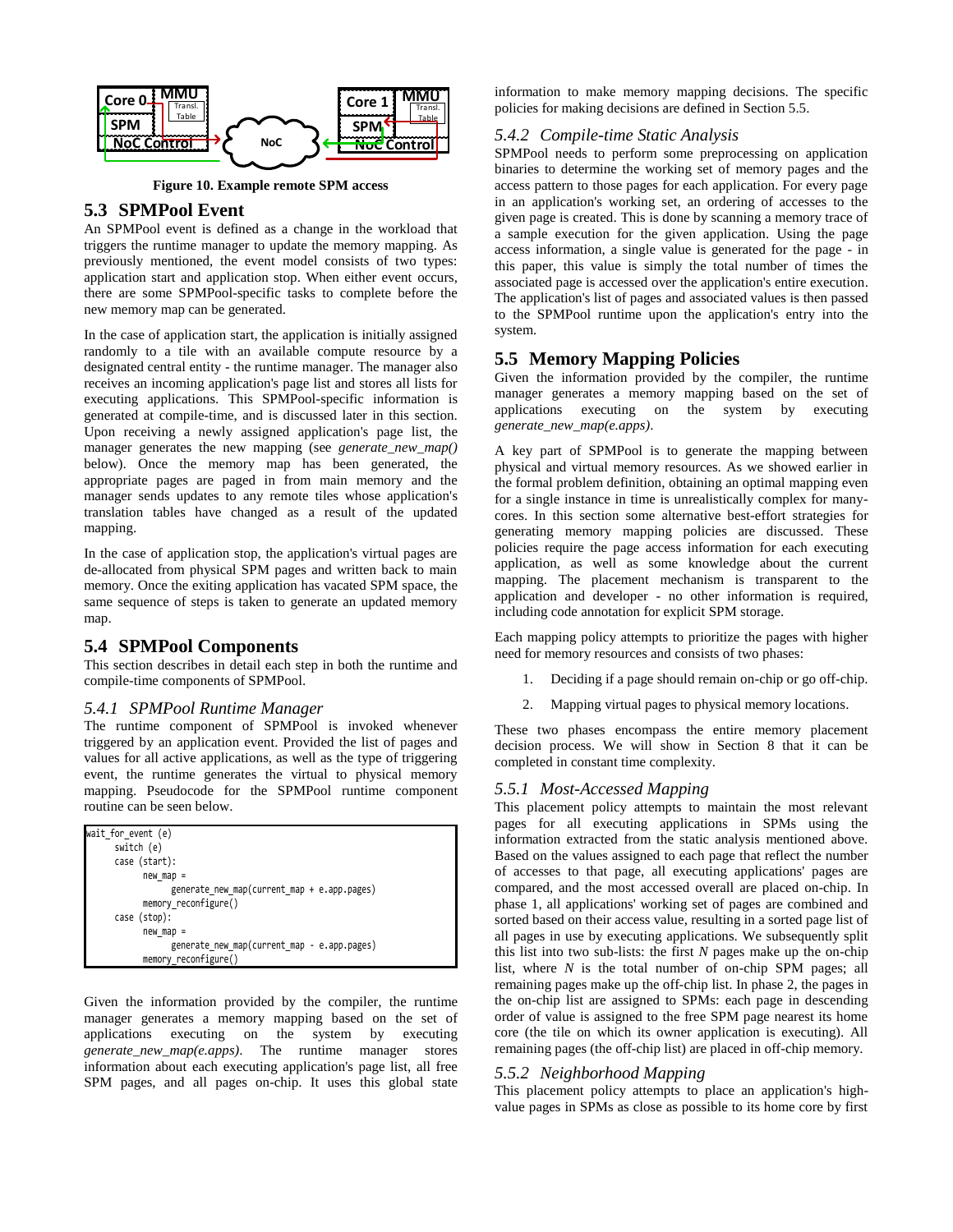Figure 10. Example remote SPM access

## 5.3 SPMPool Event

An SPMPool event is defined as a change in the workload that triggers the runtime manager to update the memory mapping. As previously mentioned, the event model consists of two types: application start and application stop. When either event occurs, there are some SPMPool-specific tasks to complete before the new memory map can be generated.

In the case of application start, the application is initially assigned randomly to a tile with an available compute resource by a designated central entity - the runtime manager. The manager also receives an incoming application's page list and stores all lists for executing applications. This SPMPool-specific information is generated at compile-time, and is discussed later in this section. Upon receiving a newly assigned application's page list, the manager generates the new mapping (see *generate_new_map()* below). Once the memory map has been generated, the appropriate pages are paged in from main memory and the manager sends updates to any remote tiles whose application's translation tables have changed as a result of the updated mapping.

In the case of application stop, the application's virtual pages are de-allocated from physical SPM pages and written back to main memory. Once the exiting application has vacated SPM space, the same sequence of steps is taken to generate an updated memory map.

## 5.4 SPMPool Components

This section describes in detail each step in both the runtime and compile-time components of SPMPool.

### 5.4.1 SPMPool Runtime Manager

The runtime component of SPMPool is invoked whenever triggered by an application event. Provided the list of pages and values for all active applications, as well as the type of triggering event, the runtime generates the virtual to physical memory mapping. Pseudocode for the SPMPool runtime component routine can be seen below.

```
wait_for_event (e)
    switch (e)
    case (start):
        new_map =
            generate_new_map(current_map + e.app.pages)
        memory_reconfigure()
    case (stop):
        new_map =
            generate_new_map(current_map - e.app.pages)
        memory_reconfigure()
```

Given the information provided by the compiler, the runtime manager generates a memory mapping based on the set of applications executing on the system by executing *generate_new_map(e.apps)*. The runtime manager stores information about each executing application's page list, all free SPM pages, and all pages on-chip. It uses this global state information to make memory mapping decisions. The specific policies for making decisions are defined in Section 5.5.

### 5.4.2 Compile-time Static Analysis

SPMPool needs to perform some preprocessing on application binaries to determine the working set of memory pages and the access pattern to those pages for each application. For every page in an application's working set, an ordering of accesses to the given page is created. This is done by scanning a memory trace of a sample execution for the given application. Using the page access information, a single value is generated for the page - in this paper, this value is simply the total number of times the associated page is accessed over the application's entire execution. The application's list of pages and associated values is then passed to the SPMPool runtime upon the application's entry into the system.

## 5.5 Memory Mapping Policies

Given the information provided by the compiler, the runtime manager generates a memory mapping based on the set of applications executing on the system by executing *generate_new_map(e.apps)*.

A key part of SPMPool is to generate the mapping between physical and virtual memory resources. As we showed earlier in the formal problem definition, obtaining an optimal mapping even for a single instance in time is unrealistically complex for many-cores. In this section some alternative best-effort strategies for generating memory mapping policies are discussed. These policies require the page access information for each executing application, as well as some knowledge about the current mapping. The placement mechanism is transparent to the application and developer - no other information is required, including code annotation for explicit SPM storage.

Each mapping policy attempts to prioritize the pages with higher need for memory resources and consists of two phases:

1. Deciding if a page should remain on-chip or go off-chip.
2. Mapping virtual pages to physical memory locations.

These two phases encompass the entire memory placement decision process. We will show in Section 8 that it can be completed in constant time complexity.

### 5.5.1 Most-Accessed Mapping

This placement policy attempts to maintain the most relevant pages for all executing applications in SPMs using the information extracted from the static analysis mentioned above. Based on the values assigned to each page that reflect the number of accesses to that page, all executing applications' pages are compared, and the most accessed overall are placed on-chip. In phase 1, all applications' working set of pages are combined and sorted based on their access value, resulting in a sorted page list of all pages in use by executing applications. We subsequently split this list into two sub-lists: the first $N$ pages make up the on-chip list, where $N$ is the total number of on-chip SPM pages; all remaining pages make up the off-chip list. In phase 2, the pages in the on-chip list are assigned to SPMs: each page in descending order of value is assigned to the free SPM page nearest its home core (the tile on which its owner application is executing). All remaining pages (the off-chip list) are placed in off-chip memory.

### 5.5.2 Neighborhood Mapping

This placement policy attempts to place an application's high-value pages in SPMs as close as possible to its home core by first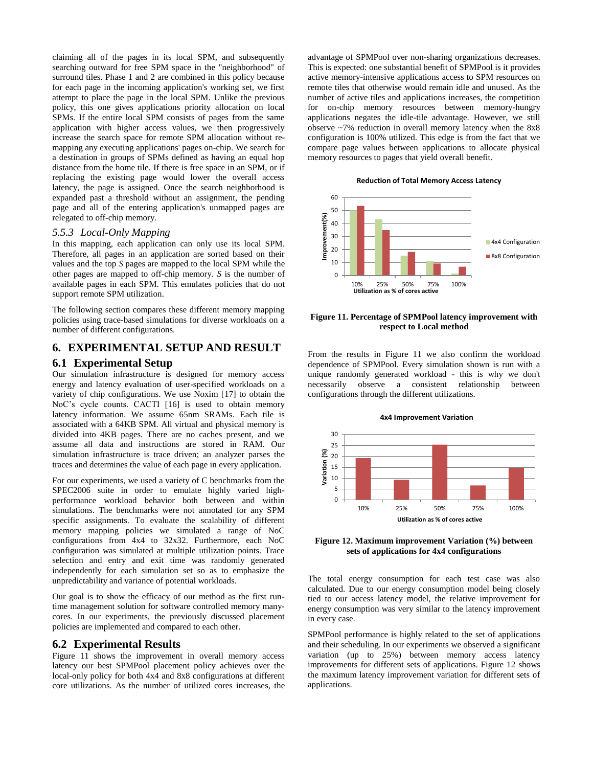claiming all of the pages in its local SPM, and subsequently searching outward for free SPM space in the "neighborhood" of surround tiles. Phase 1 and 2 are combined in this policy because for each page in the incoming application's working set, we first attempt to place the page in the local SPM. Unlike the previous policy, this one gives applications priority allocation on local SPMs. If the entire local SPM consists of pages from the same application with higher access values, we then progressively increase the search space for remote SPM allocation without re-mapping any executing applications' pages on-chip. We search for a destination in groups of SPMs defined as having an equal hop distance from the home tile. If there is free space in an SPM, or if replacing the existing page would lower the overall access latency, the page is assigned. Once the search neighborhood is expanded past a threshold without an assignment, the pending page and all of the entering application's unmapped pages are relegated to off-chip memory.

### 5.5.3 Local-Only Mapping

In this mapping, each application can only use its local SPM. Therefore, all pages in an application are sorted based on their values and the top *S* pages are mapped to the local SPM while the other pages are mapped to off-chip memory. *S* is the number of available pages in each SPM. This emulates policies that do not support remote SPM utilization.

The following section compares these different memory mapping policies using trace-based simulations for diverse workloads on a number of different configurations.

## 6. EXPERIMENTAL SETUP AND RESULT

### 6.1 Experimental Setup

Our simulation infrastructure is designed for memory access energy and latency evaluation of user-specified workloads on a variety of chip configurations. We use Noxim [17] to obtain the NoC's cycle counts. CACTI [16] is used to obtain memory latency information. We assume 65nm SRAMs. Each tile is associated with a 64KB SPM. All virtual and physical memory is divided into 4KB pages. There are no caches present, and we assume all data and instructions are stored in RAM. Our simulation infrastructure is trace driven; an analyzer parses the traces and determines the value of each page in every application.

For our experiments, we used a variety of C benchmarks from the SPEC2006 suite in order to emulate highly varied high-performance workload behavior both between and within simulations. The benchmarks were not annotated for any SPM specific assignments. To evaluate the scalability of different memory mapping policies we simulated a range of NoC configurations from 4x4 to 32x32. Furthermore, each NoC configuration was simulated at multiple utilization points. Trace selection and entry and exit time was randomly generated independently for each simulation set so as to emphasize the unpredictability and variance of potential workloads.

Our goal is to show the efficacy of our method as the first run-time management solution for software controlled memory many-cores. In our experiments, the previously discussed placement policies are implemented and compared to each other.

### 6.2 Experimental Results

Figure 11 shows the improvement in overall memory access latency our best SPMPool placement policy achieves over the local-only policy for both 4x4 and 8x8 configurations at different core utilizations. As the number of utilized cores increases, the advantage of SPMPool over non-sharing organizations decreases. This is expected: one substantial benefit of SPMPool is it provides active memory-intensive applications access to SPM resources on remote tiles that otherwise would remain idle and unused. As the number of active tiles and applications increases, the competition for on-chip memory resources between memory-hungry applications negates the idle-tile advantage. However, we still observe ~7% reduction in overall memory latency when the 8x8 configuration is 100% utilized. This edge is from the fact that we compare page values between applications to allocate physical memory resources to pages that yield overall benefit.

**Figure 11. Percentage of SPMPool latency improvement with respect to Local method**

From the results in Figure 11 we also confirm the workload dependence of SPMPool. Every simulation shown is run with a unique randomly generated workload - this is why we don't necessarily observe a consistent relationship between configurations through the different utilizations.

**Figure 12. Maximum improvement Variation (%) between sets of applications for 4x4 configurations**

The total energy consumption for each test case was also calculated. Due to our energy consumption model being closely tied to our access latency model, the relative improvement for energy consumption was very similar to the latency improvement in every case.

SPMPool performance is highly related to the set of applications and their scheduling. In our experiments we observed a significant variation (up to 25%) between memory access latency improvements for different sets of applications. Figure 12 shows the maximum latency improvement variation for different sets of applications.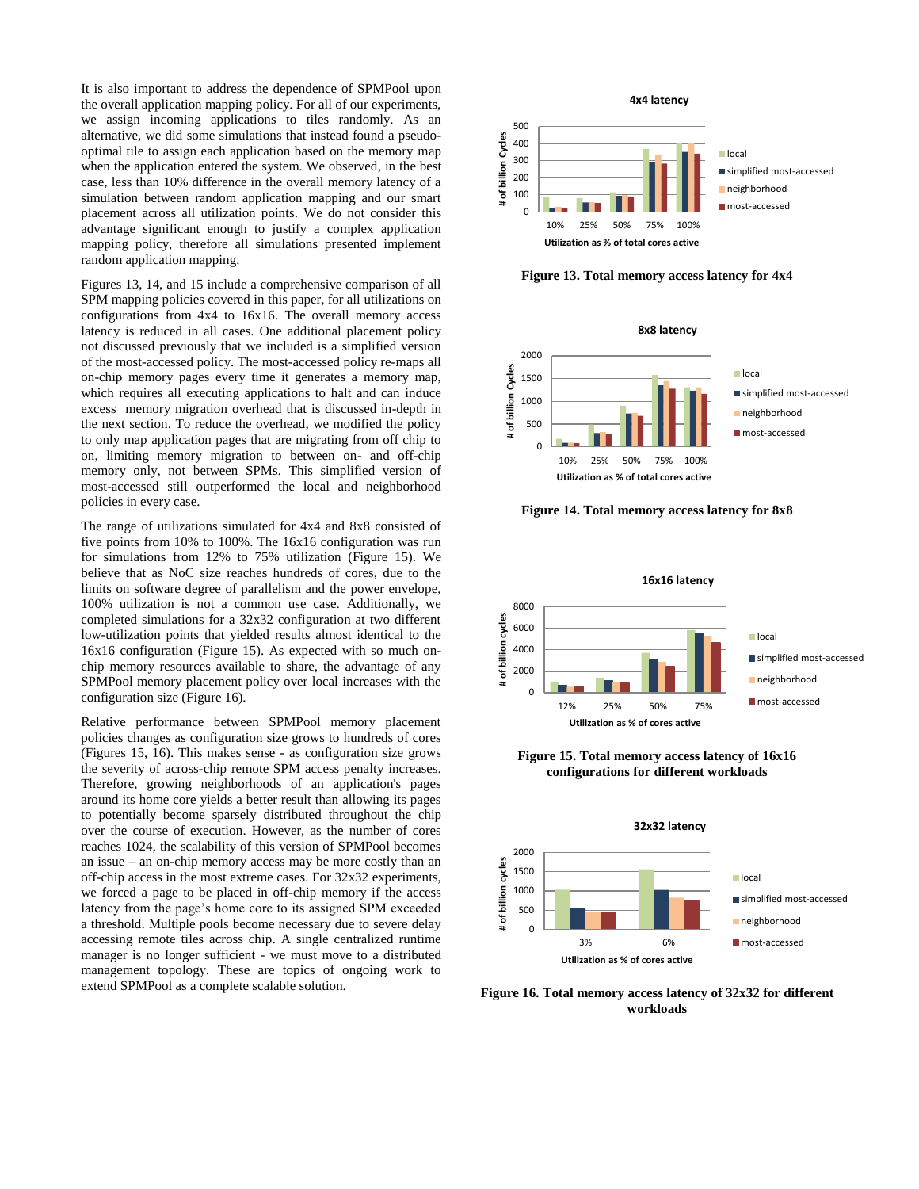It is also important to address the dependence of SPMPool upon the overall application mapping policy. For all of our experiments, we assign incoming applications to tiles randomly. As an alternative, we did some simulations that instead found a pseudo-optimal tile to assign each application based on the memory map when the application entered the system. We observed, in the best case, less than 10% difference in the overall memory latency of a simulation between random application mapping and our smart placement across all utilization points. We do not consider this advantage significant enough to justify a complex application mapping policy, therefore all simulations presented implement random application mapping.

Figures 13, 14, and 15 include a comprehensive comparison of all SPM mapping policies covered in this paper, for all utilizations on configurations from 4x4 to 16x16. The overall memory access latency is reduced in all cases. One additional placement policy not discussed previously that we included is a simplified version of the most-accessed policy. The most-accessed policy re-maps all on-chip memory pages every time it generates a memory map, which requires all executing applications to halt and can induce excess memory migration overhead that is discussed in-depth in the next section. To reduce the overhead, we modified the policy to only map application pages that are migrating from off chip to on, limiting memory migration to between on- and off-chip memory only, not between SPMs. This simplified version of most-accessed still outperformed the local and neighborhood policies in every case.

The range of utilizations simulated for 4x4 and 8x8 consisted of five points from 10% to 100%. The 16x16 configuration was run for simulations from 12% to 75% utilization (Figure 15). We believe that as NoC size reaches hundreds of cores, due to the limits on software degree of parallelism and the power envelope, 100% utilization is not a common use case. Additionally, we completed simulations for a 32x32 configuration at two different low-utilization points that yielded results almost identical to the 16x16 configuration (Figure 15). As expected with so much on-chip memory resources available to share, the advantage of any SPMPool memory placement policy over local increases with the configuration size (Figure 16).

Relative performance between SPMPool memory placement policies changes as configuration size grows to hundreds of cores (Figures 15, 16). This makes sense - as configuration size grows the severity of across-chip remote SPM access penalty increases. Therefore, growing neighborhoods of an application's pages around its home core yields a better result than allowing its pages to potentially become sparsely distributed throughout the chip over the course of execution. However, as the number of cores reaches 1024, the scalability of this version of SPMPool becomes an issue – an on-chip memory access may be more costly than an off-chip access in the most extreme cases. For 32x32 experiments, we forced a page to be placed in off-chip memory if the access latency from the page's home core to its assigned SPM exceeded a threshold. Multiple pools become necessary due to severe delay accessing remote tiles across chip. A single centralized runtime manager is no longer sufficient - we must move to a distributed management topology. These are topics of ongoing work to extend SPMPool as a complete scalable solution.

**Figure 13. Total memory access latency for 4x4**

**Figure 14. Total memory access latency for 8x8**

**Figure 15. Total memory access latency of 16x16 configurations for different workloads**

**Figure 16. Total memory access latency of 32x32 for different workloads**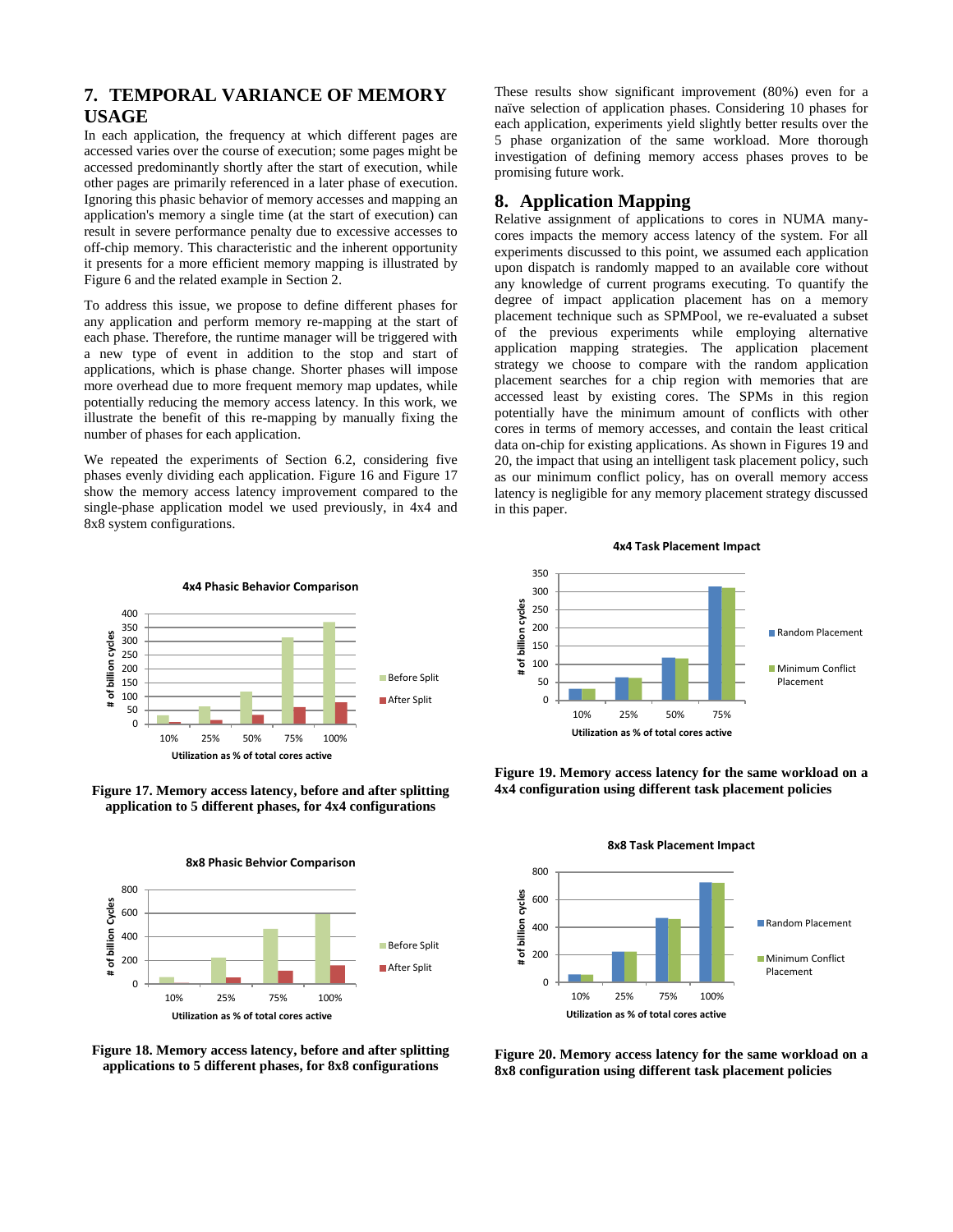## 7. TEMPORAL VARIANCE OF MEMORY USAGE

In each application, the frequency at which different pages are accessed varies over the course of execution; some pages might be accessed predominantly shortly after the start of execution, while other pages are primarily referenced in a later phase of execution. Ignoring this phasic behavior of memory accesses and mapping an application's memory a single time (at the start of execution) can result in severe performance penalty due to excessive accesses to off-chip memory. This characteristic and the inherent opportunity it presents for a more efficient memory mapping is illustrated by Figure 6 and the related example in Section 2.

To address this issue, we propose to define different phases for any application and perform memory re-mapping at the start of each phase. Therefore, the runtime manager will be triggered with a new type of event in addition to the stop and start of applications, which is phase change. Shorter phases will impose more overhead due to more frequent memory map updates, while potentially reducing the memory access latency. In this work, we illustrate the benefit of this re-mapping by manually fixing the number of phases for each application.

We repeated the experiments of Section 6.2, considering five phases evenly dividing each application. Figure 16 and Figure 17 show the memory access latency improvement compared to the single-phase application model we used previously, in 4x4 and 8x8 system configurations.

**Figure 17. Memory access latency, before and after splitting application to 5 different phases, for 4x4 configurations**

**Figure 18. Memory access latency, before and after splitting applications to 5 different phases, for 8x8 configurations**

These results show significant improvement (80%) even for a naïve selection of application phases. Considering 10 phases for each application, experiments yield slightly better results over the 5 phase organization of the same workload. More thorough investigation of defining memory access phases proves to be promising future work.

## 8. Application Mapping

Relative assignment of applications to cores in NUMA many-cores impacts the memory access latency of the system. For all experiments discussed to this point, we assumed each application upon dispatch is randomly mapped to an available core without any knowledge of current programs executing. To quantify the degree of impact application placement has on a memory placement technique such as SPMPool, we re-evaluated a subset of the previous experiments while employing alternative application mapping strategies. The application placement strategy we choose to compare with the random application placement searches for a chip region with memories that are accessed least by existing cores. The SPMs in this region potentially have the minimum amount of conflicts with other cores in terms of memory accesses, and contain the least critical data on-chip for existing applications. As shown in Figures 19 and 20, the impact that using an intelligent task placement policy, such as our minimum conflict policy, has on overall memory access latency is negligible for any memory placement strategy discussed in this paper.

**Figure 19. Memory access latency for the same workload on a 4x4 configuration using different task placement policies**

**Figure 20. Memory access latency for the same workload on a 8x8 configuration using different task placement policies**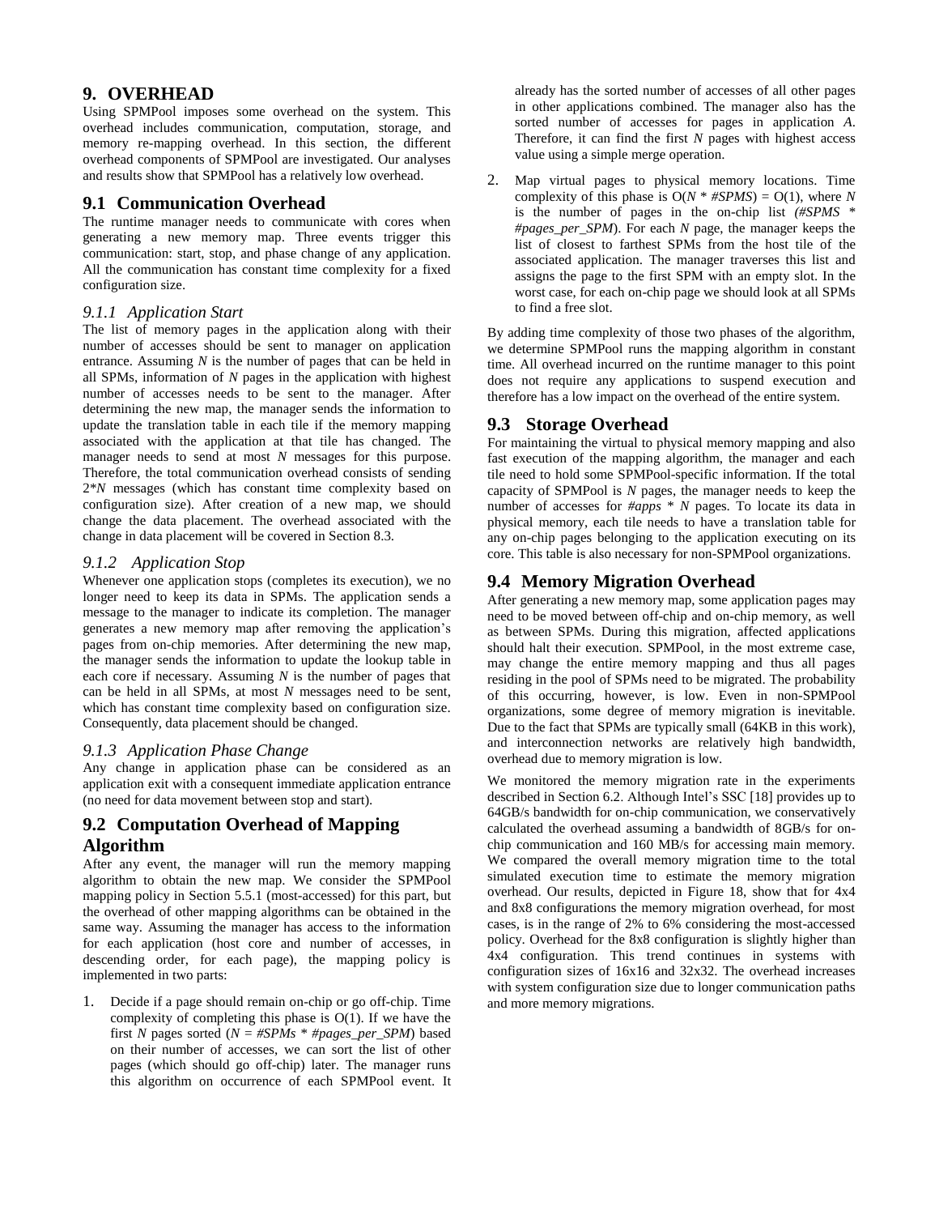## 9. OVERHEAD

Using SPMPool imposes some overhead on the system. This overhead includes communication, computation, storage, and memory re-mapping overhead. In this section, the different overhead components of SPMPool are investigated. Our analyses and results show that SPMPool has a relatively low overhead.

### 9.1 Communication Overhead

The runtime manager needs to communicate with cores when generating a new memory map. Three events trigger this communication: start, stop, and phase change of any application. All the communication has constant time complexity for a fixed configuration size.

#### *9.1.1 Application Start*

The list of memory pages in the application along with their number of accesses should be sent to manager on application entrance. Assuming $N$ is the number of pages that can be held in all SPMs, information of $N$ pages in the application with highest number of accesses needs to be sent to the manager. After determining the new map, the manager sends the information to update the translation table in each tile if the memory mapping associated with the application at that tile has changed. The manager needs to send at most $N$ messages for this purpose. Therefore, the total communication overhead consists of sending $2*N$ messages (which has constant time complexity based on configuration size). After creation of a new map, we should change the data placement. The overhead associated with the change in data placement will be covered in Section 8.3.

#### *9.1.2 Application Stop*

Whenever one application stops (completes its execution), we no longer need to keep its data in SPMs. The application sends a message to the manager to indicate its completion. The manager generates a new memory map after removing the application's pages from on-chip memories. After determining the new map, the manager sends the information to update the lookup table in each core if necessary. Assuming $N$ is the number of pages that can be held in all SPMs, at most $N$ messages need to be sent, which has constant time complexity based on configuration size. Consequently, data placement should be changed.

#### *9.1.3 Application Phase Change*

Any change in application phase can be considered as an application exit with a consequent immediate application entrance (no need for data movement between stop and start).

### 9.2 Computation Overhead of Mapping Algorithm

After any event, the manager will run the memory mapping algorithm to obtain the new map. We consider the SPMPool mapping policy in Section 5.5.1 (most-accessed) for this part, but the overhead of other mapping algorithms can be obtained in the same way. Assuming the manager has access to the information for each application (host core and number of accesses, in descending order, for each page), the mapping policy is implemented in two parts:

1. Decide if a page should remain on-chip or go off-chip. Time complexity of completing this phase is O(1). If we have the first $N$ pages sorted ($N$ = *#SPMs \* #pages_per_SPM*) based on their number of accesses, we can sort the list of other pages (which should go off-chip) later. The manager runs this algorithm on occurrence of each SPMPool event. It already has the sorted number of accesses of all other pages in other applications combined. The manager also has the sorted number of accesses for pages in application *A*. Therefore, it can find the first $N$ pages with highest access value using a simple merge operation.
2. Map virtual pages to physical memory locations. Time complexity of this phase is O($N$ \* *#SPMS*) = O(1), where $N$ is the number of pages in the on-chip list *(#SPMS \* #pages_per_SPM*). For each $N$ page, the manager keeps the list of closest to farthest SPMs from the host tile of the associated application. The manager traverses this list and assigns the page to the first SPM with an empty slot. In the worst case, for each on-chip page we should look at all SPMs to find a free slot.

By adding time complexity of those two phases of the algorithm, we determine SPMPool runs the mapping algorithm in constant time. All overhead incurred on the runtime manager to this point does not require any applications to suspend execution and therefore has a low impact on the overhead of the entire system.

### 9.3 Storage Overhead

For maintaining the virtual to physical memory mapping and also fast execution of the mapping algorithm, the manager and each tile need to hold some SPMPool-specific information. If the total capacity of SPMPool is $N$ pages, the manager needs to keep the number of accesses for *#apps* \* $N$ pages. To locate its data in physical memory, each tile needs to have a translation table for any on-chip pages belonging to the application executing on its core. This table is also necessary for non-SPMPool organizations.

### 9.4 Memory Migration Overhead

After generating a new memory map, some application pages may need to be moved between off-chip and on-chip memory, as well as between SPMs. During this migration, affected applications should halt their execution. SPMPool, in the most extreme case, may change the entire memory mapping and thus all pages residing in the pool of SPMs need to be migrated. The probability of this occurring, however, is low. Even in non-SPMPool organizations, some degree of memory migration is inevitable. Due to the fact that SPMs are typically small (64KB in this work), and interconnection networks are relatively high bandwidth, overhead due to memory migration is low.

We monitored the memory migration rate in the experiments described in Section 6.2. Although Intel's SSC [18] provides up to 64GB/s bandwidth for on-chip communication, we conservatively calculated the overhead assuming a bandwidth of 8GB/s for on-chip communication and 160 MB/s for accessing main memory. We compared the overall memory migration time to the total simulated execution time to estimate the memory migration overhead. Our results, depicted in Figure 18, show that for 4x4 and 8x8 configurations the memory migration overhead, for most cases, is in the range of 2% to 6% considering the most-accessed policy. Overhead for the 8x8 configuration is slightly higher than 4x4 configuration. This trend continues in systems with configuration sizes of 16x16 and 32x32. The overhead increases with system configuration size due to longer communication paths and more memory migrations.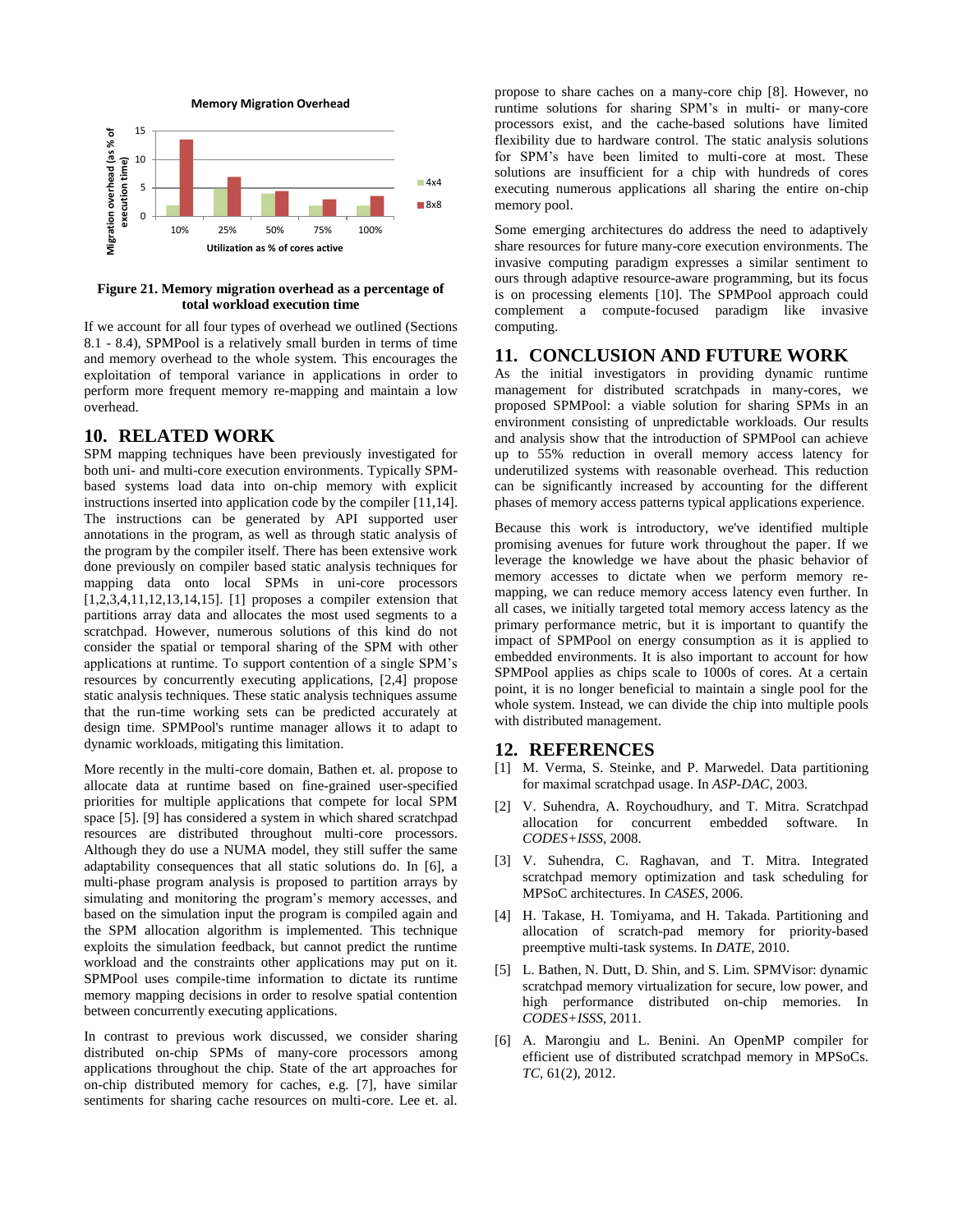Figure 21. Memory migration overhead as a percentage of total workload execution time

If we account for all four types of overhead we outlined (Sections 8.1 - 8.4), SPMPool is a relatively small burden in terms of time and memory overhead to the whole system. This encourages the exploitation of temporal variance in applications in order to perform more frequent memory re-mapping and maintain a low overhead.

## 10. RELATED WORK

SPM mapping techniques have been previously investigated for both uni- and multi-core execution environments. Typically SPM-based systems load data into on-chip memory with explicit instructions inserted into application code by the compiler [11,14]. The instructions can be generated by API supported user annotations in the program, as well as through static analysis of the program by the compiler itself. There has been extensive work done previously on compiler based static analysis techniques for mapping data onto local SPMs in uni-core processors [1,2,3,4,11,12,13,14,15]. [1] proposes a compiler extension that partitions array data and allocates the most used segments to a scratchpad. However, numerous solutions of this kind do not consider the spatial or temporal sharing of the SPM with other applications at runtime. To support contention of a single SPM's resources by concurrently executing applications, [2,4] propose static analysis techniques. These static analysis techniques assume that the run-time working sets can be predicted accurately at design time. SPMPool's runtime manager allows it to adapt to dynamic workloads, mitigating this limitation.

More recently in the multi-core domain, Bathen et. al. propose to allocate data at runtime based on fine-grained user-specified priorities for multiple applications that compete for local SPM space [5]. [9] has considered a system in which shared scratchpad resources are distributed throughout multi-core processors. Although they do use a NUMA model, they still suffer the same adaptability consequences that all static solutions do. In [6], a multi-phase program analysis is proposed to partition arrays by simulating and monitoring the program's memory accesses, and based on the simulation input the program is compiled again and the SPM allocation algorithm is implemented. This technique exploits the simulation feedback, but cannot predict the runtime workload and the constraints other applications may put on it. SPMPool uses compile-time information to dictate its runtime memory mapping decisions in order to resolve spatial contention between concurrently executing applications.

In contrast to previous work discussed, we consider sharing distributed on-chip SPMs of many-core processors among applications throughout the chip. State of the art approaches for on-chip distributed memory for caches, e.g. [7], have similar sentiments for sharing cache resources on multi-core. Lee et. al. propose to share caches on a many-core chip [8]. However, no runtime solutions for sharing SPM's in multi- or many-core processors exist, and the cache-based solutions have limited flexibility due to hardware control. The static analysis solutions for SPM's have been limited to multi-core at most. These solutions are insufficient for a chip with hundreds of cores executing numerous applications all sharing the entire on-chip memory pool.

Some emerging architectures do address the need to adaptively share resources for future many-core execution environments. The invasive computing paradigm expresses a similar sentiment to ours through adaptive resource-aware programming, but its focus is on processing elements [10]. The SPMPool approach could complement a compute-focused paradigm like invasive computing.

## 11. CONCLUSION AND FUTURE WORK

As the initial investigators in providing dynamic runtime management for distributed scratchpads in many-cores, we proposed SPMPool: a viable solution for sharing SPMs in an environment consisting of unpredictable workloads. Our results and analysis show that the introduction of SPMPool can achieve up to 55% reduction in overall memory access latency for underutilized systems with reasonable overhead. This reduction can be significantly increased by accounting for the different phases of memory access patterns typical applications experience.

Because this work is introductory, we've identified multiple promising avenues for future work throughout the paper. If we leverage the knowledge we have about the phasic behavior of memory accesses to dictate when we perform memory re-mapping, we can reduce memory access latency even further. In all cases, we initially targeted total memory access latency as the primary performance metric, but it is important to quantify the impact of SPMPool on energy consumption as it is applied to embedded environments. It is also important to account for how SPMPool applies as chips scale to 1000s of cores. At a certain point, it is no longer beneficial to maintain a single pool for the whole system. Instead, we can divide the chip into multiple pools with distributed management.

## 12. REFERENCES

[1] M. Verma, S. Steinke, and P. Marwedel. Data partitioning for maximal scratchpad usage. In *ASP-DAC*, 2003.

[2] V. Suhendra, A. Roychoudhury, and T. Mitra. Scratchpad allocation for concurrent embedded software. In *CODES+ISSS*, 2008.

[3] V. Suhendra, C. Raghavan, and T. Mitra. Integrated scratchpad memory optimization and task scheduling for MPSoC architectures. In *CASES*, 2006.

[4] H. Takase, H. Tomiyama, and H. Takada. Partitioning and allocation of scratch-pad memory for priority-based preemptive multi-task systems. In *DATE*, 2010.

[5] L. Bathen, N. Dutt, D. Shin, and S. Lim. SPMVisor: dynamic scratchpad memory virtualization for secure, low power, and high performance distributed on-chip memories. In *CODES+ISSS*, 2011.

[6] A. Marongiu and L. Benini. An OpenMP compiler for efficient use of distributed scratchpad memory in MPSoCs. *TC*, 61(2), 2012.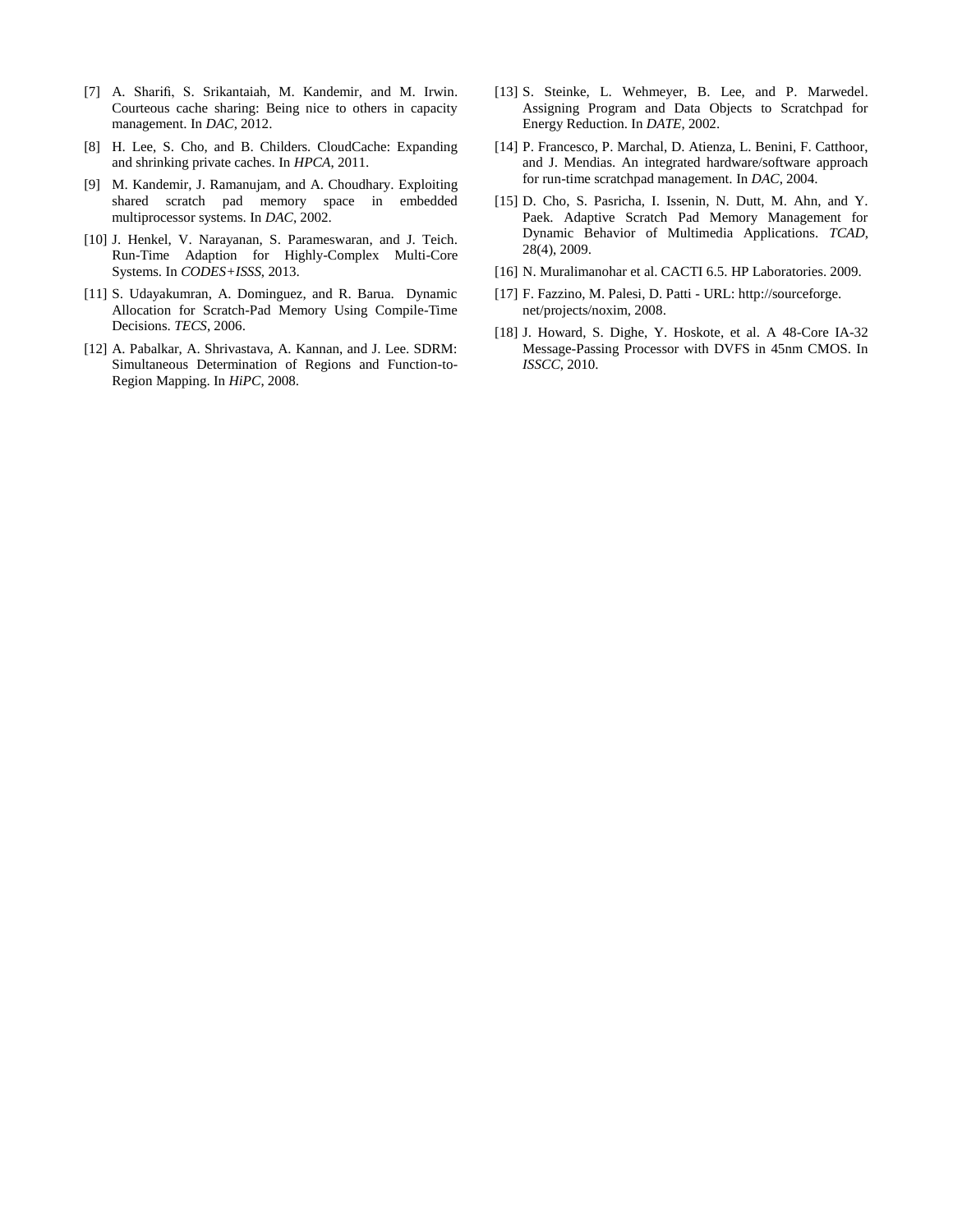[7] A. Sharifi, S. Srikantaiah, M. Kandemir, and M. Irwin. Courteous cache sharing: Being nice to others in capacity management. In *DAC*, 2012.

[8] H. Lee, S. Cho, and B. Childers. CloudCache: Expanding and shrinking private caches. In *HPCA*, 2011.

[9] M. Kandemir, J. Ramanujam, and A. Choudhary. Exploiting shared scratch pad memory space in embedded multiprocessor systems. In *DAC*, 2002.

[10] J. Henkel, V. Narayanan, S. Parameswaran, and J. Teich. Run-Time Adaption for Highly-Complex Multi-Core Systems. In *CODES+ISSS*, 2013.

[11] S. Udayakumran, A. Dominguez, and R. Barua. Dynamic Allocation for Scratch-Pad Memory Using Compile-Time Decisions. *TECS*, 2006.

[12] A. Pabalkar, A. Shrivastava, A. Kannan, and J. Lee. SDRM: Simultaneous Determination of Regions and Function-to-Region Mapping. In *HiPC*, 2008.

[13] S. Steinke, L. Wehmeyer, B. Lee, and P. Marwedel. Assigning Program and Data Objects to Scratchpad for Energy Reduction. In *DATE*, 2002.

[14] P. Francesco, P. Marchal, D. Atienza, L. Benini, F. Catthoor, and J. Mendias. An integrated hardware/software approach for run-time scratchpad management. In *DAC*, 2004.

[15] D. Cho, S. Pasricha, I. Issenin, N. Dutt, M. Ahn, and Y. Paek. Adaptive Scratch Pad Memory Management for Dynamic Behavior of Multimedia Applications. *TCAD*, 28(4), 2009.

[16] N. Muralimanohar et al. CACTI 6.5. HP Laboratories. 2009.

[17] F. Fazzino, M. Palesi, D. Patti - URL: http://sourceforge.net/projects/noxim, 2008.

[18] J. Howard, S. Dighe, Y. Hoskote, et al. A 48-Core IA-32 Message-Passing Processor with DVFS in 45nm CMOS. In *ISSCC*, 2010.